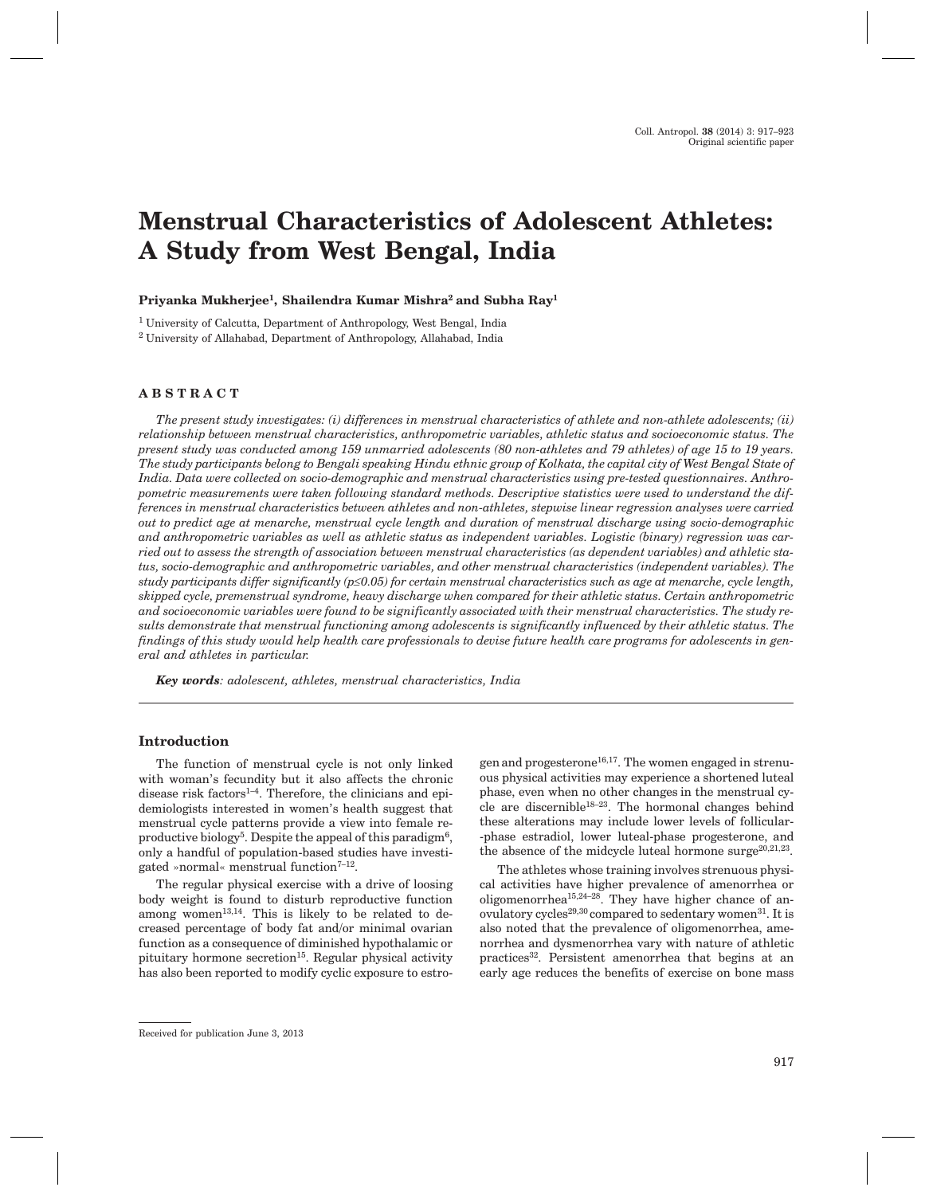# Menstrual Characteristics of Adolescent Athletes: A Study from West Bengal, India

**Priyanka Mukherjee[1], Shailendra Kumar Mishra[2] and Subha Ray[1]**

[1] University of Calcutta, Department of Anthropology, West Bengal, India

[2] University of Allahabad, Department of Anthropology, Allahabad, India

## ABSTRACT

*The present study investigates: (i) differences in menstrual characteristics of athlete and non-athlete adolescents; (ii) relationship between menstrual characteristics, anthropometric variables, athletic status and socioeconomic status. The present study was conducted among 159 unmarried adolescents (80 non-athletes and 79 athletes) of age 15 to 19 years. The study participants belong to Bengali speaking Hindu ethnic group of Kolkata, the capital city of West Bengal State of India. Data were collected on socio-demographic and menstrual characteristics using pre-tested questionnaires. Anthropometric measurements were taken following standard methods. Descriptive statistics were used to understand the differences in menstrual characteristics between athletes and non-athletes, stepwise linear regression analyses were carried out to predict age at menarche, menstrual cycle length and duration of menstrual discharge using socio-demographic and anthropometric variables as well as athletic status as independent variables. Logistic (binary) regression was carried out to assess the strength of association between menstrual characteristics (as dependent variables) and athletic status, socio-demographic and anthropometric variables, and other menstrual characteristics (independent variables). The study participants differ significantly (p≤0.05) for certain menstrual characteristics such as age at menarche, cycle length, skipped cycle, premenstrual syndrome, heavy discharge when compared for their athletic status. Certain anthropometric and socioeconomic variables were found to be significantly associated with their menstrual characteristics. The study results demonstrate that menstrual functioning among adolescents is significantly influenced by their athletic status. The findings of this study would help health care professionals to devise future health care programs for adolescents in general and athletes in particular.*

***Key words**: adolescent, athletes, menstrual characteristics, India*

## Introduction

The function of menstrual cycle is not only linked with woman's fecundity but it also affects the chronic disease risk factors[1–4]. Therefore, the clinicians and epidemiologists interested in women's health suggest that menstrual cycle patterns provide a view into female reproductive biology[5]. Despite the appeal of this paradigm[6], only a handful of population-based studies have investigated »normal« menstrual function[7–12].

The regular physical exercise with a drive of loosing body weight is found to disturb reproductive function among women[13,14]. This is likely to be related to decreased percentage of body fat and/or minimal ovarian function as a consequence of diminished hypothalamic or pituitary hormone secretion[15]. Regular physical activity has also been reported to modify cyclic exposure to estrogen and progesterone[16,17]. The women engaged in strenuous physical activities may experience a shortened luteal phase, even when no other changes in the menstrual cycle are discernible[18–23]. The hormonal changes behind these alterations may include lower levels of follicular-phase estradiol, lower luteal-phase progesterone, and the absence of the midcycle luteal hormone surge[20,21,23].

The athletes whose training involves strenuous physical activities have higher prevalence of amenorrhea or oligomenorrhea[15,24–28]. They have higher chance of anovulatory cycles[29,30] compared to sedentary women[31]. It is also noted that the prevalence of oligomenorrhea, amenorrhea and dysmenorrhea vary with nature of athletic practices[32]. Persistent amenorrhea that begins at an early age reduces the benefits of exercise on bone mass

Received for publication June 3, 2013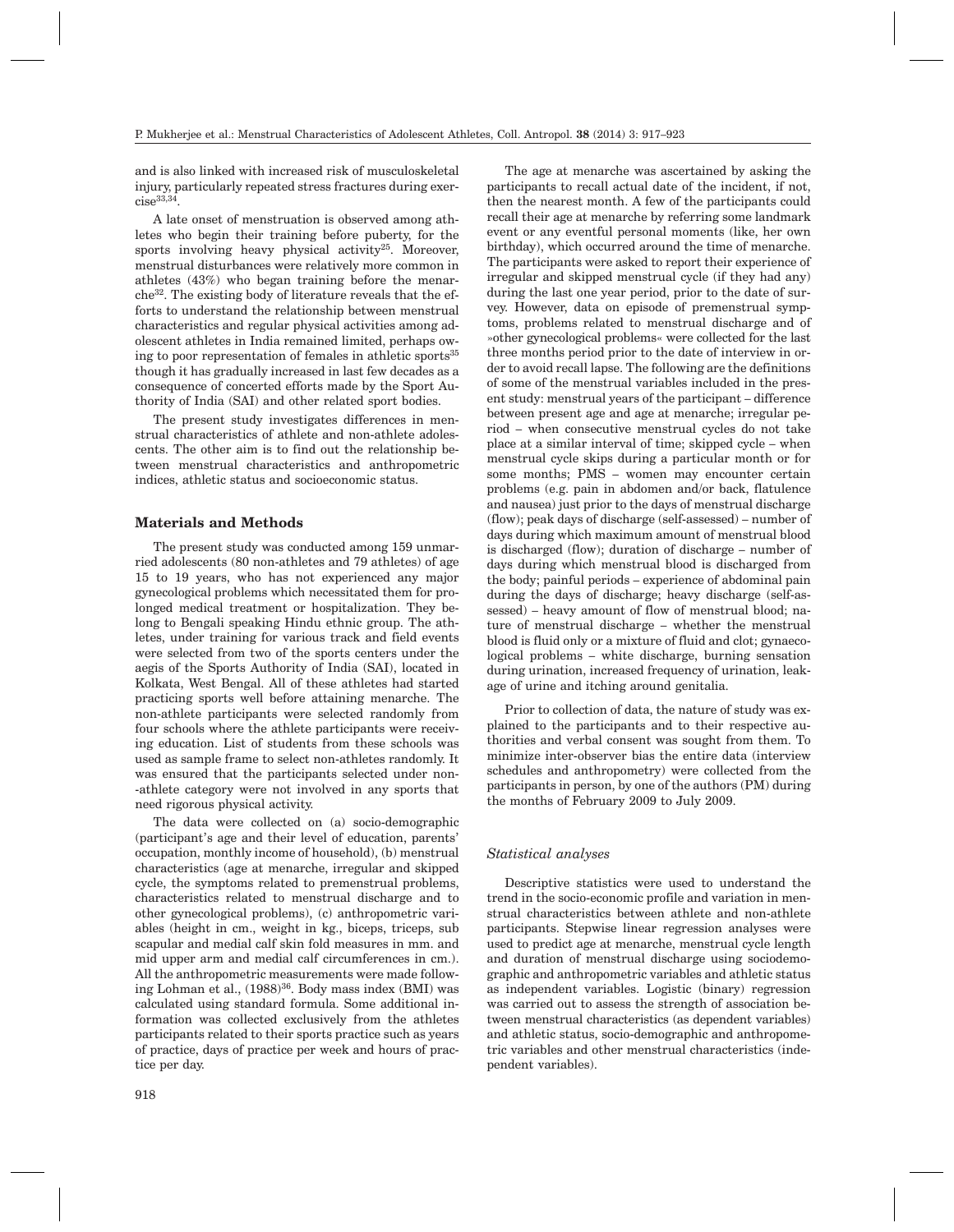and is also linked with increased risk of musculoskeletal injury, particularly repeated stress fractures during exercise[33,34].

A late onset of menstruation is observed among athletes who begin their training before puberty, for the sports involving heavy physical activity[25]. Moreover, menstrual disturbances were relatively more common in athletes (43%) who began training before the menarche[32]. The existing body of literature reveals that the efforts to understand the relationship between menstrual characteristics and regular physical activities among adolescent athletes in India remained limited, perhaps owing to poor representation of females in athletic sports[35] though it has gradually increased in last few decades as a consequence of concerted efforts made by the Sport Authority of India (SAI) and other related sport bodies.

The present study investigates differences in menstrual characteristics of athlete and non-athlete adolescents. The other aim is to find out the relationship between menstrual characteristics and anthropometric indices, athletic status and socioeconomic status.

## Materials and Methods

The present study was conducted among 159 unmarried adolescents (80 non-athletes and 79 athletes) of age 15 to 19 years, who has not experienced any major gynecological problems which necessitated them for prolonged medical treatment or hospitalization. They belong to Bengali speaking Hindu ethnic group. The athletes, under training for various track and field events were selected from two of the sports centers under the aegis of the Sports Authority of India (SAI), located in Kolkata, West Bengal. All of these athletes had started practicing sports well before attaining menarche. The non-athlete participants were selected randomly from four schools where the athlete participants were receiving education. List of students from these schools was used as sample frame to select non-athletes randomly. It was ensured that the participants selected under non-athlete category were not involved in any sports that need rigorous physical activity.

The data were collected on (a) socio-demographic (participant's age and their level of education, parents' occupation, monthly income of household), (b) menstrual characteristics (age at menarche, irregular and skipped cycle, the symptoms related to premenstrual problems, characteristics related to menstrual discharge and to other gynecological problems), (c) anthropometric variables (height in cm., weight in kg., biceps, triceps, sub scapular and medial calf skin fold measures in mm. and mid upper arm and medial calf circumferences in cm.). All the anthropometric measurements were made following Lohman et al., (1988)[36]. Body mass index (BMI) was calculated using standard formula. Some additional information was collected exclusively from the athletes participants related to their sports practice such as years of practice, days of practice per week and hours of practice per day.

The age at menarche was ascertained by asking the participants to recall actual date of the incident, if not, then the nearest month. A few of the participants could recall their age at menarche by referring some landmark event or any eventful personal moments (like, her own birthday), which occurred around the time of menarche. The participants were asked to report their experience of irregular and skipped menstrual cycle (if they had any) during the last one year period, prior to the date of survey. However, data on episode of premenstrual symptoms, problems related to menstrual discharge and of »other gynecological problems« were collected for the last three months period prior to the date of interview in order to avoid recall lapse. The following are the definitions of some of the menstrual variables included in the present study: menstrual years of the participant – difference between present age and age at menarche; irregular period – when consecutive menstrual cycles do not take place at a similar interval of time; skipped cycle – when menstrual cycle skips during a particular month or for some months; PMS – women may encounter certain problems (e.g. pain in abdomen and/or back, flatulence and nausea) just prior to the days of menstrual discharge (flow); peak days of discharge (self-assessed) – number of days during which maximum amount of menstrual blood is discharged (flow); duration of discharge – number of days during which menstrual blood is discharged from the body; painful periods – experience of abdominal pain during the days of discharge; heavy discharge (self-assessed) – heavy amount of flow of menstrual blood; nature of menstrual discharge – whether the menstrual blood is fluid only or a mixture of fluid and clot; gynaecological problems – white discharge, burning sensation during urination, increased frequency of urination, leakage of urine and itching around genitalia.

Prior to collection of data, the nature of study was explained to the participants and to their respective authorities and verbal consent was sought from them. To minimize inter-observer bias the entire data (interview schedules and anthropometry) were collected from the participants in person, by one of the authors (PM) during the months of February 2009 to July 2009.

### *Statistical analyses*

Descriptive statistics were used to understand the trend in the socio-economic profile and variation in menstrual characteristics between athlete and non-athlete participants. Stepwise linear regression analyses were used to predict age at menarche, menstrual cycle length and duration of menstrual discharge using sociodemographic and anthropometric variables and athletic status as independent variables. Logistic (binary) regression was carried out to assess the strength of association between menstrual characteristics (as dependent variables) and athletic status, socio-demographic and anthropometric variables and other menstrual characteristics (independent variables).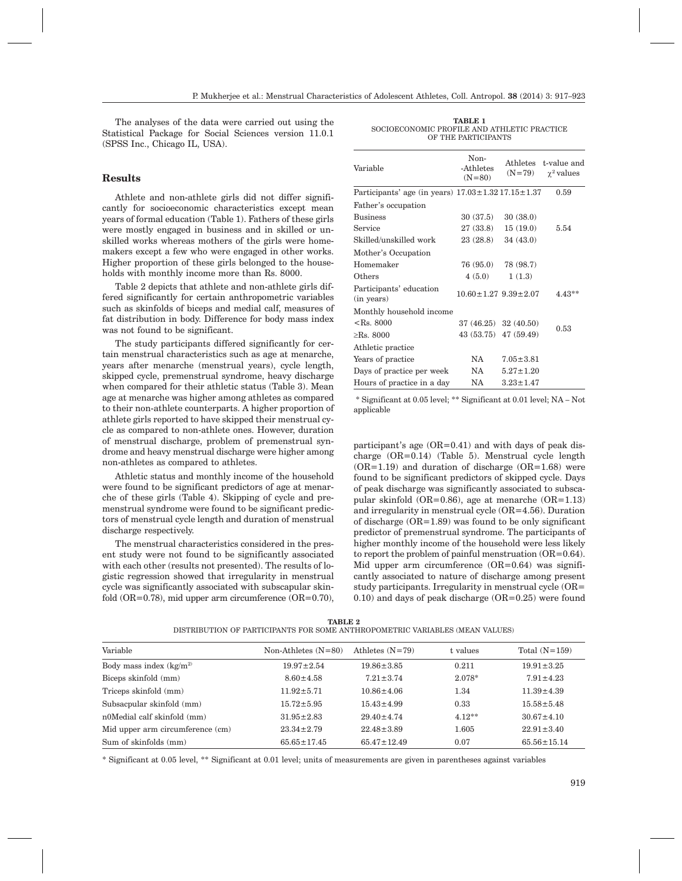The analyses of the data were carried out using the Statistical Package for Social Sciences version 11.0.1 (SPSS Inc., Chicago IL, USA).

## Results

Athlete and non-athlete girls did not differ significantly for socioeconomic characteristics except mean years of formal education (Table 1). Fathers of these girls were mostly engaged in business and in skilled or unskilled works whereas mothers of the girls were homemakers except a few who were engaged in other works. Higher proportion of these girls belonged to the households with monthly income more than Rs. 8000.

Table 2 depicts that athlete and non-athlete girls differed significantly for certain anthropometric variables such as skinfolds of biceps and medial calf, measures of fat distribution in body. Difference for body mass index was not found to be significant.

The study participants differed significantly for certain menstrual characteristics such as age at menarche, years after menarche (menstrual years), cycle length, skipped cycle, premenstrual syndrome, heavy discharge when compared for their athletic status (Table 3). Mean age at menarche was higher among athletes as compared to their non-athlete counterparts. A higher proportion of athlete girls reported to have skipped their menstrual cycle as compared to non-athlete ones. However, duration of menstrual discharge, problem of premenstrual syndrome and heavy menstrual discharge were higher among non-athletes as compared to athletes.

Athletic status and monthly income of the household were found to be significant predictors of age at menarche of these girls (Table 4). Skipping of cycle and premenstrual syndrome were found to be significant predictors of menstrual cycle length and duration of menstrual discharge respectively.

The menstrual characteristics considered in the present study were not found to be significantly associated with each other (results not presented). The results of logistic regression showed that irregularity in menstrual cycle was significantly associated with subscapular skinfold (OR=0.78), mid upper arm circumference (OR=0.70), participant's age (OR=0.41) and with days of peak discharge (OR=0.14) (Table 5). Menstrual cycle length (OR=1.19) and duration of discharge (OR=1.68) were found to be significant predictors of skipped cycle. Days of peak discharge was significantly associated to subscapular skinfold (OR=0.86), age at menarche (OR=1.13) and irregularity in menstrual cycle (OR=4.56). Duration of discharge (OR=1.89) was found to be only significant predictor of premenstrual syndrome. The participants of higher monthly income of the household were less likely to report the problem of painful menstruation (OR=0.64). Mid upper arm circumference (OR=0.64) was significantly associated to nature of discharge among present study participants. Irregularity in menstrual cycle (OR=0.10) and days of peak discharge (OR=0.25) were found

**TABLE 1**
SOCIOECONOMIC PROFILE AND ATHLETIC PRACTICE OF THE PARTICIPANTS

| Variable | Non-Athletes (N=80) | Athletes (N=79) | t-value and $\chi^2$ values |
|---|---|---|---|
| Participants' age (in years) | 17.03±1.32 | 17.15±1.37 | 0.59 |
| Father's occupation | | | |
| Business | 30 (37.5) | 30 (38.0) | |
| Service | 27 (33.8) | 15 (19.0) | 5.54 |
| Skilled/unskilled work | 23 (28.8) | 34 (43.0) | |
| Mother's Occupation | | | |
| Homemaker | 76 (95.0) | 78 (98.7) | |
| Others | 4 (5.0) | 1 (1.3) | |
| Participants' education (in years) | 10.60±1.27 | 9.39±2.07 | 4.43** |
| Monthly household income | | | |
| <Rs. 8000 | 37 (46.25) | 32 (40.50) | 0.53 |
| ≥Rs. 8000 | 43 (53.75) | 47 (59.49) | |
| Athletic practice | | | |
| Years of practice | NA | 7.05±3.81 | |
| Days of practice per week | NA | 5.27±1.20 | |
| Hours of practice in a day | NA | 3.23±1.47 | |

* Significant at 0.05 level; ** Significant at 0.01 level; NA – Not applicable

**TABLE 2**
DISTRIBUTION OF PARTICIPANTS FOR SOME ANTHROPOMETRIC VARIABLES (MEAN VALUES)

| Variable | Non-Athletes (N=80) | Athletes (N=79) | t values | Total (N=159) |
|---|---|---|---|---|
| Body mass index (kg/m$^2$) | 19.97±2.54 | 19.86±3.85 | 0.211 | 19.91±3.25 |
| Biceps skinfold (mm) | 8.60±4.58 | 7.21±3.74 | 2.078* | 7.91±4.23 |
| Triceps skinfold (mm) | 11.92±5.71 | 10.86±4.06 | 1.34 | 11.39±4.39 |
| Subsacpular skinfold (mm) | 15.72±5.95 | 15.43±4.99 | 0.33 | 15.58±5.48 |
| n0Medial calf skinfold (mm) | 31.95±2.83 | 29.40±4.74 | 4.12** | 30.67±4.10 |
| Mid upper arm circumference (cm) | 23.34±2.79 | 22.48±3.89 | 1.605 | 22.91±3.40 |
| Sum of skinfolds (mm) | 65.65±17.45 | 65.47±12.49 | 0.07 | 65.56±15.14 |

* Significant at 0.05 level, ** Significant at 0.01 level; units of measurements are given in parentheses against variables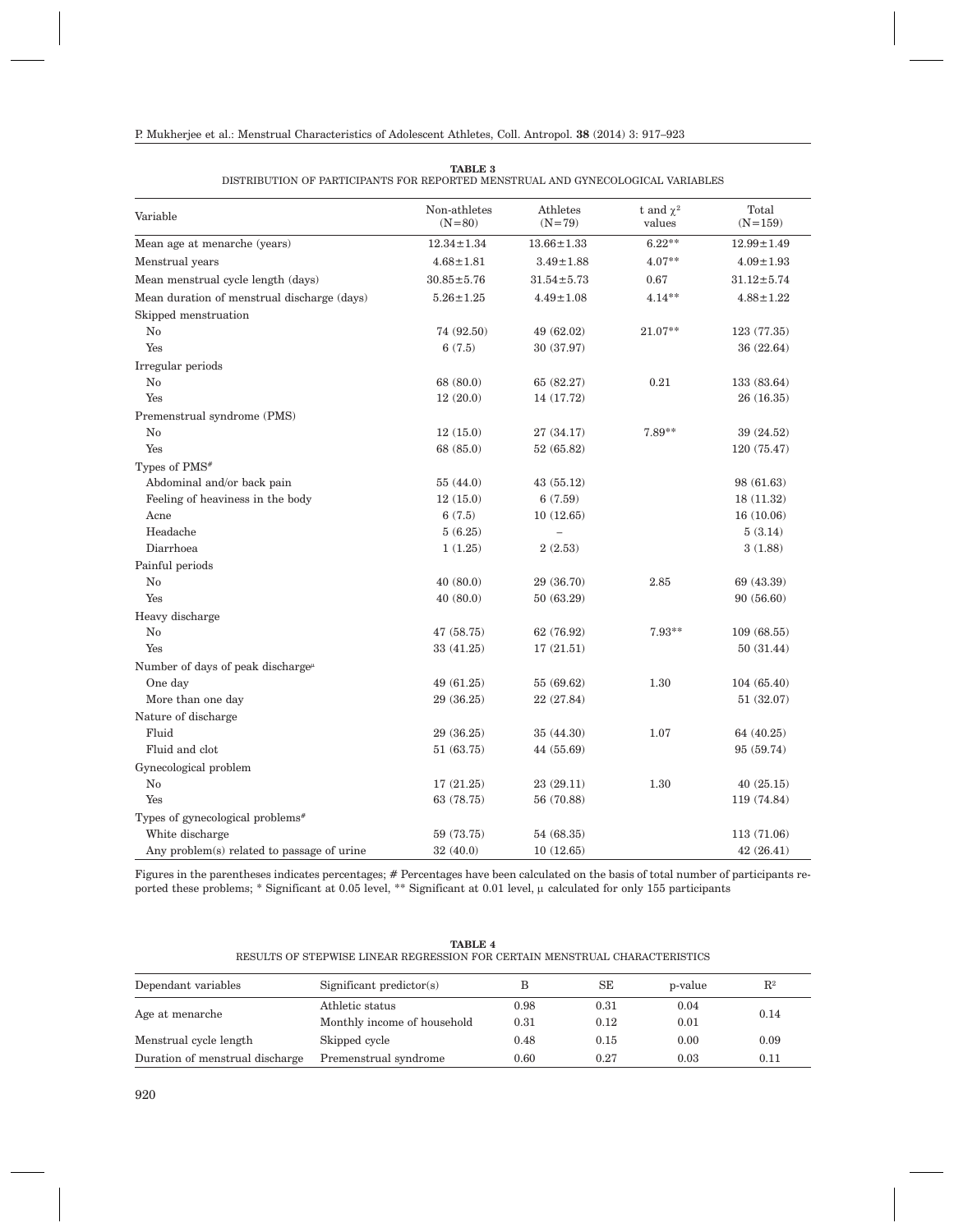**TABLE 3**
DISTRIBUTION OF PARTICIPANTS FOR REPORTED MENSTRUAL AND GYNECOLOGICAL VARIABLES

| Variable | Non-athletes (N=80) | Athletes (N=79) | t and $\chi^2$ values | Total (N=159) |
|---|---|---|---|---|
| Mean age at menarche (years) | 12.34±1.34 | 13.66±1.33 | 6.22** | 12.99±1.49 |
| Menstrual years | 4.68±1.81 | 3.49±1.88 | 4.07** | 4.09±1.93 |
| Mean menstrual cycle length (days) | 30.85±5.76 | 31.54±5.73 | 0.67 | 31.12±5.74 |
| Mean duration of menstrual discharge (days) | 5.26±1.25 | 4.49±1.08 | 4.14** | 4.88±1.22 |
| Skipped menstruation | | | | |
| No | 74 (92.50) | 49 (62.02) | 21.07** | 123 (77.35) |
| Yes | 6 (7.5) | 30 (37.97) | | 36 (22.64) |
| Irregular periods | | | | |
| No | 68 (80.0) | 65 (82.27) | 0.21 | 133 (83.64) |
| Yes | 12 (20.0) | 14 (17.72) | | 26 (16.35) |
| Premenstrual syndrome (PMS) | | | | |
| No | 12 (15.0) | 27 (34.17) | 7.89** | 39 (24.52) |
| Yes | 68 (85.0) | 52 (65.82) | | 120 (75.47) |
| Types of PMS# | | | | |
| Abdominal and/or back pain | 55 (44.0) | 43 (55.12) | | 98 (61.63) |
| Feeling of heaviness in the body | 12 (15.0) | 6 (7.59) | | 18 (11.32) |
| Acne | 6 (7.5) | 10 (12.65) | | 16 (10.06) |
| Headache | 5 (6.25) | – | | 5 (3.14) |
| Diarrhoea | 1 (1.25) | 2 (2.53) | | 3 (1.88) |
| Painful periods | | | | |
| No | 40 (80.0) | 29 (36.70) | 2.85 | 69 (43.39) |
| Yes | 40 (80.0) | 50 (63.29) | | 90 (56.60) |
| Heavy discharge | | | | |
| No | 47 (58.75) | 62 (76.92) | 7.93** | 109 (68.55) |
| Yes | 33 (41.25) | 17 (21.51) | | 50 (31.44) |
| Number of days of peak discharge$^{\mu}$ | | | | |
| One day | 49 (61.25) | 55 (69.62) | 1.30 | 104 (65.40) |
| More than one day | 29 (36.25) | 22 (27.84) | | 51 (32.07) |
| Nature of discharge | | | | |
| Fluid | 29 (36.25) | 35 (44.30) | 1.07 | 64 (40.25) |
| Fluid and clot | 51 (63.75) | 44 (55.69) | | 95 (59.74) |
| Gynecological problem | | | | |
| No | 17 (21.25) | 23 (29.11) | 1.30 | 40 (25.15) |
| Yes | 63 (78.75) | 56 (70.88) | | 119 (74.84) |
| Types of gynecological problems# | | | | |
| White discharge | 59 (73.75) | 54 (68.35) | | 113 (71.06) |
| Any problem(s) related to passage of urine | 32 (40.0) | 10 (12.65) | | 42 (26.41) |

Figures in the parentheses indicates percentages; # Percentages have been calculated on the basis of total number of participants reported these problems; * Significant at 0.05 level, ** Significant at 0.01 level, μ calculated for only 155 participants

**TABLE 4**
RESULTS OF STEPWISE LINEAR REGRESSION FOR CERTAIN MENSTRUAL CHARACTERISTICS

| Dependant variables | Significant predictor(s) | B | SE | p-value | $R^2$ |
|---|---|---|---|---|---|
| Age at menarche | Athletic status | 0.98 | 0.31 | 0.04 | 0.14 |
| | Monthly income of household | 0.31 | 0.12 | 0.01 | |
| Menstrual cycle length | Skipped cycle | 0.48 | 0.15 | 0.00 | 0.09 |
| Duration of menstrual discharge | Premenstrual syndrome | 0.60 | 0.27 | 0.03 | 0.11 |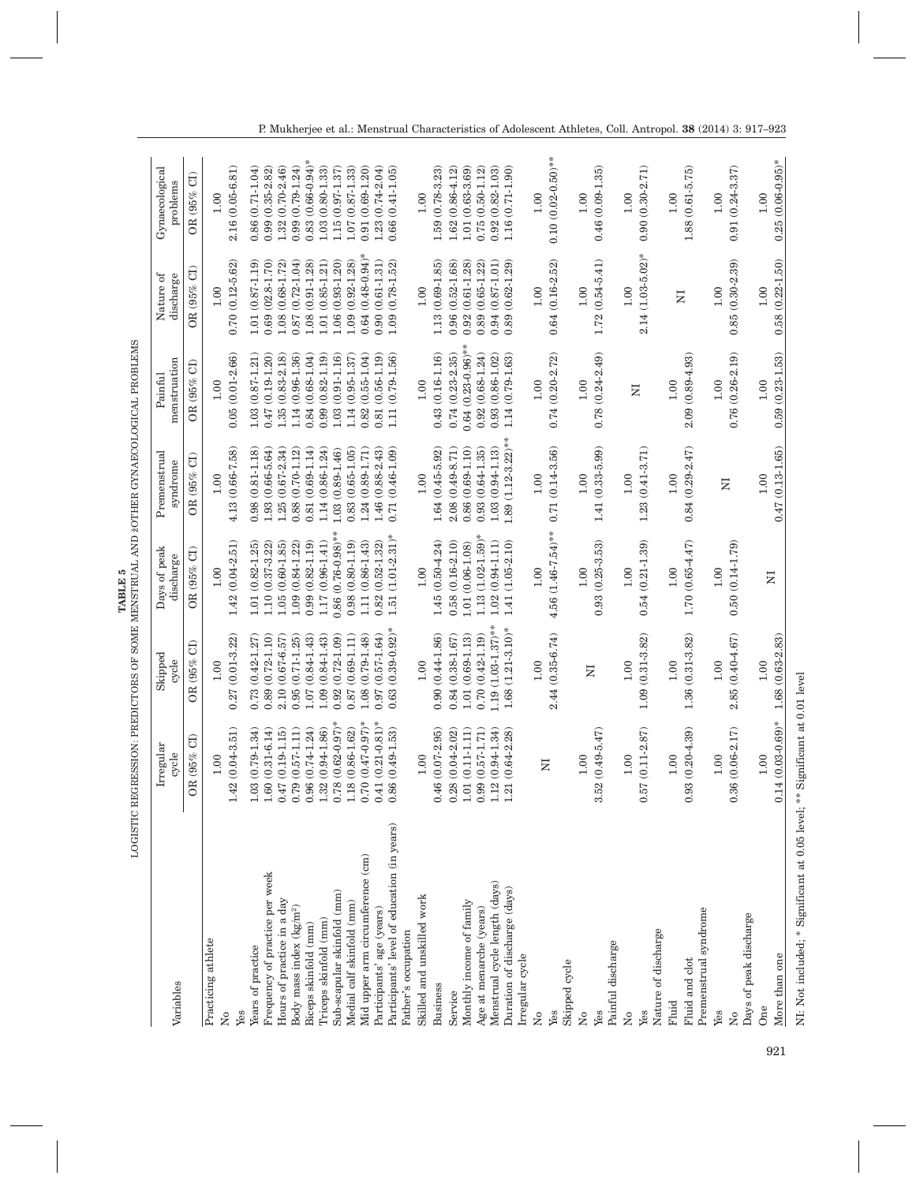**TABLE 5**

LOGISTIC REGRESSION: PREDICTORS OF SOME MENSTRUAL AND zOTHER GYNAECOLOGICAL PROBLEMS

| Variables | Irregular cycle | Skipped cycle | Days of peak discharge | Premenstrual syndrome | Painful menstruation | Nature of discharge | Gynaecological problems |
|---|---|---|---|---|---|---|---|
| | OR (95% CI) | OR (95% CI) | OR (95% CI) | OR (95% CI) | OR (95% CI) | OR (95% CI) | OR (95% CI) |
| Practicing athlete | | | | | | | |
| No | 1.00 | 1.00 | 1.00 | 1.00 | 1.00 | 1.00 | 1.00 |
| Yes | 1.42 (0.04-3.51) | 0.27 (0.01-3.22) | 1.42 (0.04-2.51) | 4.13 (0.66-7.58) | 0.05 (0.01-2.66) | 0.70 (0.12-5.62) | 2.16 (0.05-6.81) |
| Years of practice | 1.03 (0.79-1.34) | 0.73 (0.42-1.27) | 1.01 (0.82-1.25) | 0.98 (0.81-1.18) | 1.03 (0.87-1.21) | 1.01 (0.87-1.19) | 0.86 (0.71-1.04) |
| Frequency of practice per week | 1.60 (0.31-6.14) | 0.89 (0.72-1.10) | 1.10 (0.37-3.22) | 1.93 (0.66-5.64) | 0.47 (0.19-1.20) | 0.69 (02.8-1.70) | 0.99 (0.35-2.82) |
| Hours of practice in a day | 0.47 (0.19-1.15) | 2.10 (0.67-6.57) | 1.05 (0.60-1.85) | 1.25 (0.67-2.34) | 1.35 (0.83-2.18) | 1.08 (0.68-1.72) | 1.32 (0.70-2.46) |
| Body mass index (kg/m²) | 0.79 (0.57-1.11) | 0.95 (0.71-1.25) | 1.09 (0.84-1.22) | 0.88 (0.70-1.12) | 1.14 (0.96-1.36) | 0.87 (0.72-1.04) | 0.99 (0.79-1.24) |
| Biceps skinfold (mm) | 0.96 (0.74-1.24) | 1.07 (0.84-1.43) | 0.99 (0.82-1.19) | 0.81 (0.69-1.14) | 0.84 (0.68-1.04) | 1.08 (0.91-1.28) | 0.83 (0.66-0.94)* |
| Triceps skinfold (mm) | 1.32 (0.94-1.86) | 1.09 (0.84-1.43) | 1.17 (0.96-1.41) | 1.14 (0.86-1.24) | 0.99 (0.82-1.19) | 1.01 (0.85-1.21) | 1.03 (0.80-1.33) |
| Sub-scapular skinfold (mm) | 0.78 (0.62-0.97)* | 0.92 (0.72-1.09) | 0.86 (0.76-0.98)** | 1.03 (0.89-1.46) | 1.03 (0.91-1.16) | 1.06 (0.93-1.20) | 1.15 (0.97-1.37) |
| Medial calf skinfold (mm) | 1.18 (0.86-1.62) | 0.87 (0.69-1.11) | 0.98 (0.80-1.19) | 0.83 (0.65-1.05) | 1.14 (0.95-1.37) | 1.09 (0.92-1.28) | 1.07 (0.87-1.33) |
| Mid upper arm circumference (cm) | 0.70 (0.47-0.97)* | 1.08 (0.79-1.48) | 1.11 (0.86-1.43) | 1.24 (0.89-1.71) | 0.82 (0.55-1.04) | 0.64 (0.48-0.94)* | 0.91 (0.69-1.20) |
| Participants' age (years) | 0.41 (0.21-0.81)* | 0.97 (0.57-1.64) | 0.82 (0.52-1.32) | 1.46 (0.88-2.43) | 0.81 (0.56-1.19) | 0.90 (0.61-1.31) | 1.23 (0.74-2.04) |
| Participants' level of education (in years) | 0.86 (0.49-1.53) | 0.63 (0.39-0.92)* | 1.51 (1.01-2.31)* | 0.71 (0.46-1.09) | 1.11 (0.79-1.56) | 1.09 (0.78-1.52) | 0.66 (0.41-1.05) |
| Father's occupation | | | | | | | |
| Skilled and unskilled work | 1.00 | 1.00 | 1.00 | 1.00 | 1.00 | 1.00 | 1.00 |
| Business | 0.46 (0.07-2.95) | 0.90 (0.44-1.86) | 1.45 (0.50-4.24) | 1.64 (0.45-5.92) | 0.43 (0.16-1.16) | 1.13 (0.69-1.85) | 1.59 (0.78-3.23) |
| Service | 0.28 (0.04-2.02) | 0.84 (0.38-1.67) | 0.58 (0.16-2.10) | 2.08 (0.49-8.71) | 0.74 (0.23-2.35) | 0.96 (0.52-1.68) | 1.62 (0.86-4.12) |
| Monthly income of family | 1.01 (0.11-1.11) | 1.01 (0.69-1.13) | 1.01 (0.06-1.08) | 0.86 (0.69-1.10) | 0.64 (0.23-0.96)** | 0.92 (0.61-1.28) | 1.01 (0.63-3.69) |
| Age at menarche (years) | 0.99 (0.57-1.71) | 0.70 (0.42-1.19) | 1.13 (1.02-1.59)* | 0.93 (0.64-1.35) | 0.92 (0.68-1.24) | 0.89 (0.65-1.22) | 0.75 (0.50-1.12) |
| Menstrual cycle length (days) | 1.12 (0.94-1.34) | 1.19 (1.03-1.37)** | 1.02 (0.94-1.11) | 1.03 (0.94-1.13) | 0.93 (0.86-1.02) | 0.94 (0.87-1.01) | 0.92 (0.82-1.03) |
| Duration of discharge (days) | 1.21 (0.64-2.28) | 1.68 (1.21-3.10)* | 1.41 (1.05-2.10) | 1.89 (1.12-3.22)** | 1.14 (0.79-1.63) | 0.89 (0.62-1.29) | 1.16 (0.71-1.90) |
| Irregular cycle | | | | | | | |
| No | NI | 1.00 | 1.00 | 1.00 | 1.00 | 1.00 | 1.00 |
| Yes | | 2.44 (0.35-6.74) | 4.56 (1.46-7.54)** | 0.71 (0.14-3.56) | 0.74 (0.20-2.72) | 0.64 (0.16-2.52) | 0.10 (0.02-0.50)** |
| Skipped cycle | | | | | | | |
| No | 1.00 | NI | 1.00 | 1.00 | 1.00 | 1.00 | 1.00 |
| Yes | 3.52 (0.49-5.47) | | 0.93 (0.25-3.53) | 1.41 (0.33-5.99) | 0.78 (0.24-2.49) | 1.72 (0.54-5.41) | 0.46 (0.09-1.35) |
| Painful discharge | | | | | | | |
| No | 1.00 | 1.00 | 1.00 | 1.00 | NI | 1.00 | 1.00 |
| Yes | 0.57 (0.11-2.87) | 1.09 (0.31-3.82) | 0.54 (0.21-1.39) | 1.23 (0.41-3.71) | | 2.14 (1.03-5.02)* | 0.90 (0.30-2.71) |
| Nature of discharge | | | | | | | |
| Fluid | 1.00 | 1.00 | 1.00 | 1.00 | 1.00 | NI | 1.00 |
| Fluid and clot | 0.93 (0.20-4.39) | 1.36 (0.31-3.82) | 1.70 (0.65-4.47) | 0.84 (0.29-2.47) | 2.09 (0.89-4.93) | | 1.88 (0.61-5.75) |
| Premenstrual syndrome | | | | | | | |
| Yes | 1.00 | 1.00 | 1.00 | NI | 1.00 | 1.00 | 1.00 |
| No | 0.36 (0.06-2.17) | 2.85 (0.40-4.67) | 0.50 (0.14-1.79) | | 0.76 (0.26-2.19) | 0.85 (0.30-2.39) | 0.91 (0.24-3.37) |
| Days of peak discharge | | | | | | | |
| One | 1.00 | 1.00 | NI | 1.00 | 1.00 | 1.00 | 1.00 |
| More than one | 0.14 (0.03-0.69)* | 1.68 (0.63-2.83) | | 0.47 (0.13-1.65) | 0.59 (0.23-1.53) | 0.58 (0.22-1.50) | 0.25 (0.06-0.95)* |

NI: Not included; * Significant at 0.05 level; ** Significant at 0.01 level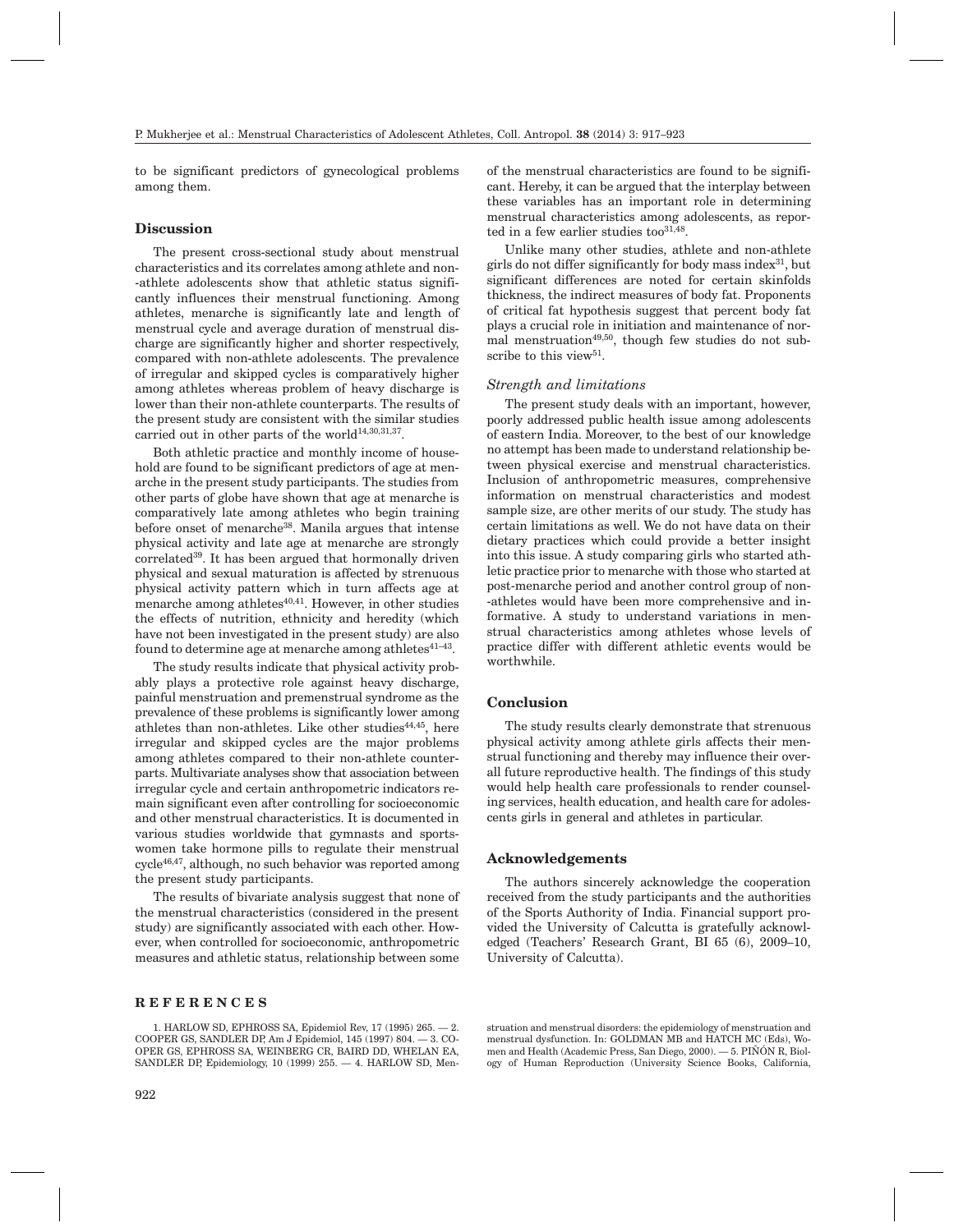to be significant predictors of gynecological problems among them.

## Discussion

The present cross-sectional study about menstrual characteristics and its correlates among athlete and non-athlete adolescents show that athletic status significantly influences their menstrual functioning. Among athletes, menarche is significantly late and length of menstrual cycle and average duration of menstrual discharge are significantly higher and shorter respectively, compared with non-athlete adolescents. The prevalence of irregular and skipped cycles is comparatively higher among athletes whereas problem of heavy discharge is lower than their non-athlete counterparts. The results of the present study are consistent with the similar studies carried out in other parts of the world[14,30,31,37].

Both athletic practice and monthly income of household are found to be significant predictors of age at menarche in the present study participants. The studies from other parts of globe have shown that age at menarche is comparatively late among athletes who begin training before onset of menarche[38]. Manila argues that intense physical activity and late age at menarche are strongly correlated[39]. It has been argued that hormonally driven physical and sexual maturation is affected by strenuous physical activity pattern which in turn affects age at menarche among athletes[40,41]. However, in other studies the effects of nutrition, ethnicity and heredity (which have not been investigated in the present study) are also found to determine age at menarche among athletes[41–43].

The study results indicate that physical activity probably plays a protective role against heavy discharge, painful menstruation and premenstrual syndrome as the prevalence of these problems is significantly lower among athletes than non-athletes. Like other studies[44,45], here irregular and skipped cycles are the major problems among athletes compared to their non-athlete counterparts. Multivariate analyses show that association between irregular cycle and certain anthropometric indicators remain significant even after controlling for socioeconomic and other menstrual characteristics. It is documented in various studies worldwide that gymnast and sportswomen take hormone pills to regulate their menstrual cycle[46,47], although, no such behavior was reported among the present study participants.

The results of bivariate analysis suggest that none of the menstrual characteristics (considered in the present study) are significantly associated with each other. However, when controlled for socioeconomic, anthropometric measures and athletic status, relationship between some of the menstrual characteristics are found to be significant. Hereby, it can be argued that the interplay between these variables has an important role in determining menstrual characteristics among adolescents, as reported in a few earlier studies too[31,48].

Unlike many other studies, athlete and non-athlete girls do not differ significantly for body mass index[31], but significant differences are noted for certain skinfolds thickness, the indirect measures of body fat. Proponents of critical fat hypothesis suggest that percent body fat plays a crucial role in initiation and maintenance of normal menstruation[49,50], though few studies do not subscribe to this view[51].

### *Strength and limitations*

The present study deals with an important, however, poorly addressed public health issue among adolescents of eastern India. Moreover, to the best of our knowledge no attempt has been made to understand relationship between physical exercise and menstrual characteristics. Inclusion of anthropometric measures, comprehensive information on menstrual characteristics and modest sample size, are other merits of our study. The study has certain limitations as well. We do not have data on their dietary practices which could provide a better insight into this issue. A study comparing girls who started athletic practice prior to menarche with those who started at post-menarche period and another control group of non-athletes would have been more comprehensive and informative. A study to understand variations in menstrual characteristics among athletes whose levels of practice differ with different athletic events would be worthwhile.

## Conclusion

The study results clearly demonstrate that strenuous physical activity among athlete girls affects their menstrual functioning and thereby may influence their overall future reproductive health. The findings of this study would help health care professionals to render counseling services, health education, and health care for adolescents girls in general and athletes in particular.

## Acknowledgements

The authors sincerely acknowledge the cooperation received from the study participants and the authorities of the Sports Authority of India. Financial support provided the University of Calcutta is gratefully acknowledged (Teachers' Research Grant, BI 65 (6), 2009–10, University of Calcutta).

## REFERENCES

1. HARLOW SD, EPHROSS SA, Epidemiol Rev, 17 (1995) 265. — 2. COOPER GS, SANDLER DP, Am J Epidemiol, 145 (1997) 804. — 3. COOPER GS, EPHROSS SA, WEINBERG CR, BAIRD DD, WHELAN EA, SANDLER DP, Epidemiology, 10 (1999) 255. — 4. HARLOW SD, Menstruation and menstrual disorders: the epidemiology of menstruation and menstrual dysfunction. In: GOLDMAN MB and HATCH MC (Eds), Women and Health (Academic Press, San Diego, 2000). — 5. PIÑÓN R, Biology of Human Reproduction (University Science Books, California,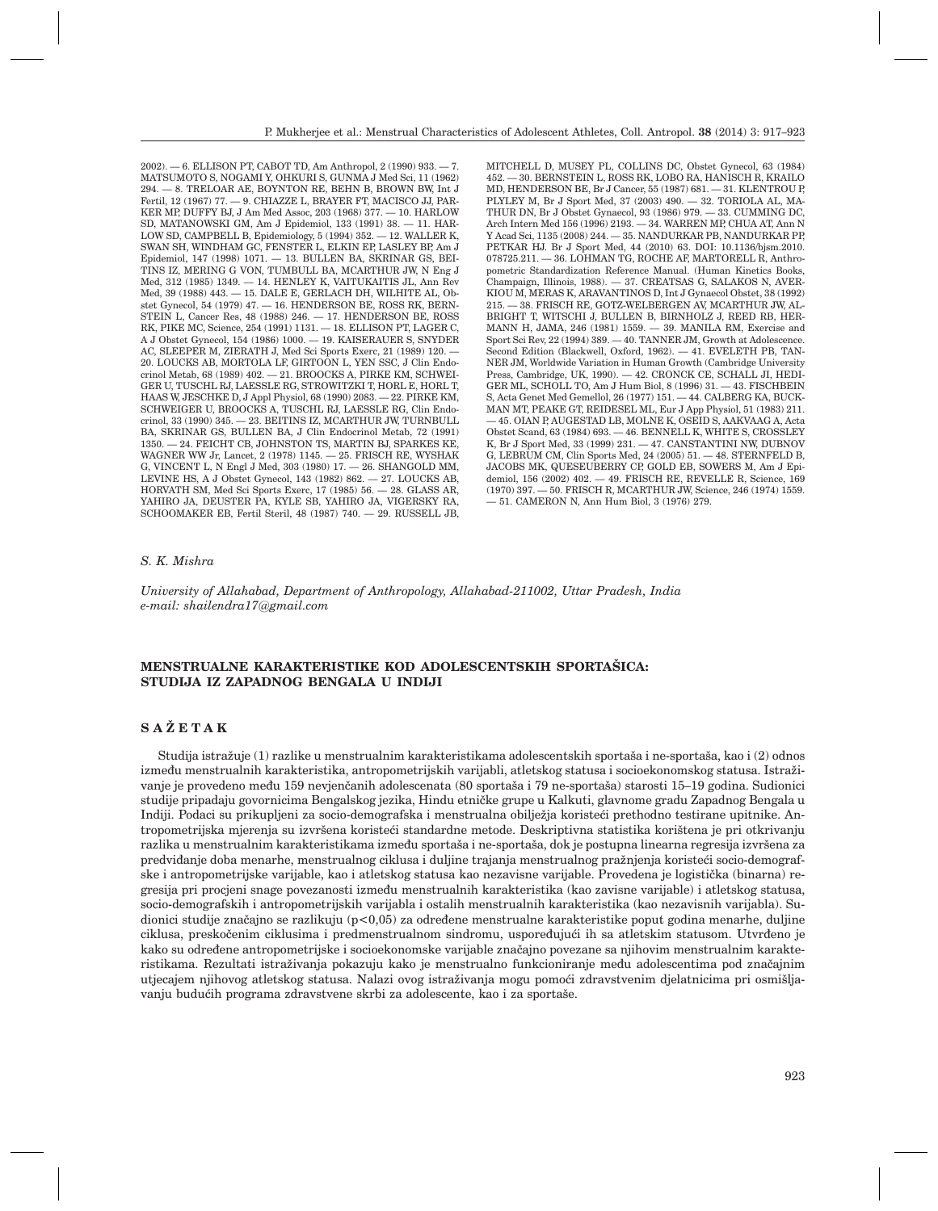2002). — 6. ELLISON PT, CABOT TD, Am Anthropol, 2 (1990) 933. — 7. MATSUMOTO S, NOGAMI Y, OHKURI S, GUNMA J Med Sci, 11 (1962) 294. — 8. TRELOAR AE, BOYNTON RE, BEHN B, BROWN BW, Int J Fertil, 12 (1967) 77. — 9. CHIAZZE L, BRAYER FT, MACISCO JJ, PARKER MP, DUFFY BJ, J Am Med Assoc, 203 (1968) 377. — 10. HARLOW SD, MATANOWSKI GM, Am J Epidemiol, 133 (1991) 38. — 11. HARLOW SD, CAMPBELL B, Epidemiology, 5 (1994) 352. — 12. WALLER K, SWAN SH, WINDHAM GC, FENSTER L, ELKIN EP, LASLEY BP, Am J Epidemiol, 147 (1998) 1071. — 13. BULLEN BA, SKRINAR GS, BEITINS IZ, MERING G VON, TUMBULL BA, MCARTHUR JW, N Eng J Med, 312 (1985) 1349. — 14. HENLEY K, VAITUKAITIS JL, Ann Rev Med, 39 (1988) 443. — 15. DALE E, GERLACH DH, WILHITE AL, Obstet Gynecol, 54 (1979) 47. — 16. HENDERSON BE, ROSS RK, BERNSTEIN L, Cancer Res, 48 (1988) 246. — 17. HENDERSON BE, ROSS RK, PIKE MC, Science, 254 (1991) 1131. — 18. ELLISON PT, LAGER C, A J Obstet Gynecol, 154 (1986) 1000. — 19. KAISERAUER S, SNYDER AC, SLEEPER M, ZIERATH J, Med Sci Sports Exerc, 21 (1989) 120. — 20. LOUCKS AB, MORTOLA LF, GIRTOON L, YEN SSC, J Clin Endocrinol Metab, 68 (1989) 402. — 21. BROOCKS A, PIRKE KM, SCHWEIGER U, TUSCHL RJ, LAESSLE RG, STROWITZKI T, HORL E, HORL T, HAAS W, JESCHKE D, J Appl Physiol, 68 (1990) 2083. — 22. PIRKE KM, SCHWEIGER U, BROOCKS A, TUSCHL RJ, LAESSLE RG, Clin Endocrinol, 33 (1990) 345. — 23. BEITINS IZ, MCARTHUR JW, TURNBULL BA, SKRINAR GS, BULLEN BA, J Clin Endocrinol Metab, 72 (1991) 1350. — 24. FEICHT CB, JOHNSTON TS, MARTIN BJ, SPARKES KE, WAGNER WW Jr, Lancet, 2 (1978) 1145. — 25. FRISCH RE, WYSHAK G, VINCENT L, N Engl J Med, 303 (1980) 17. — 26. SHANGOLD MM, LEVINE HS, A J Obstet Gynecol, 143 (1982) 862. — 27. LOUCKS AB, HORVATH SM, Med Sci Sports Exerc, 17 (1985) 56. — 28. GLASS AR, YAHIRO JA, DEUSTER PA, KYLE SB, YAHIRO JA, VIGERSKY RA, SCHOOMAKER EB, Fertil Steril, 48 (1987) 740. — 29. RUSSELL JB, MITCHELL D, MUSEY PL, COLLINS DC, Obstet Gynecol, 63 (1984) 452. — 30. BERNSTEIN L, ROSS RK, LOBO RA, HANISCH R, KRAILO MD, HENDERSON BE, Br J Cancer, 55 (1987) 681. — 31. KLENTROU P, PLYLEY M, Br J Sport Med, 37 (2003) 490. — 32. TORIOLA AL, MATHUR DN, Br J Obstet Gynaecol, 93 (1986) 979. — 33. CUMMING DC, Arch Intern Med 156 (1996) 2193. — 34. WARREN MP, CHUA AT, Ann N Y Acad Sci, 1135 (2008) 244. — 35. NANDURKAR PB, NANDURKAR PP, PETKAR HJ. Br J Sport Med, 44 (2010) 63. DOI: 10.1136/bjsm.2010.078725.211. — 36. LOHMAN TG, ROCHE AF, MARTORELL R, Anthropometric Standardization Reference Manual. (Human Kinetics Books, Champaign, Illinois, 1988). — 37. CREATSAS G, SALAKOS N, AVERKIOU M, MERAS K, ARAVANTINOS D, Int J Gynaecol Obstet, 38 (1992) 215. — 38. FRISCH RE, GOTZ-WELBERGEN AV, MCARTHUR JW, ALBRIGHT T, WITSCHI J, BULLEN B, BIRNHOLZ J, REED RB, HERMANN H, JAMA, 246 (1981) 1559. — 39. MANILA RM, Exercise and Sport Sci Rev, 22 (1994) 389. — 40. TANNER JM, Growth at Adolescence. Second Edition (Blackwell, Oxford, 1962). — 41. EVELETH PB, TANNER JM, Worldwide Variation in Human Growth (Cambridge University Press, Cambridge, UK, 1990). — 42. CRONCK CE, SCHALL JI, HEDIGER ML, SCHOLL TO, Am J Hum Biol, 8 (1996) 31. — 43. FISCHBEIN S, Acta Genet Med Gemellol, 26 (1977) 151. — 44. CALBERG KA, BUCKMAN MT, PEAKE GT, REIDESEL ML, Eur J App Physiol, 51 (1983) 211. — 45. OIAN P, AUGESTAD LB, MOLNE K, OSEID S, AAKVAAG A, Acta Obstet Scand, 63 (1984) 693. — 46. BENNELL K, WHITE S, CROSSLEY K, Br J Sport Med, 33 (1999) 231. — 47. CANSTANTINI NW, DUBNOV G, LEBRUM CM, Clin Sports Med, 24 (2005) 51. — 48. STERNFELD B, JACOBS MK, QUESEUBERRY CP, GOLD EB, SOWERS M, Am J Epidemiol, 156 (2002) 402. — 49. FRISCH RE, REVELLE R, Science, 169 (1970) 397. — 50. FRISCH R, MCARTHUR JW, Science, 246 (1974) 1559. — 51. CAMERON N, Ann Hum Biol, 3 (1976) 279.

*S. K. Mishra*

*University of Allahabad, Department of Anthropology, Allahabad-211002, Uttar Pradesh, India*
*e-mail: shailendra17@gmail.com*

## MENSTRUALNE KARAKTERISTIKE KOD ADOLESCENTSKIH SPORTAŠICA: STUDIJA IZ ZAPADNOG BENGALA U INDIJI

## SAŽETAK

Studija istražuje (1) razlike u menstrualnim karakteristikama adolescentskih sportaša i ne-sportaša, kao i (2) odnos između menstrualnih karakteristika, antropometrijskih varijabli, atletskog statusa i socioekonomskog statusa. Istraživanje je provedeno među 159 nevjenčanih adolescenata (80 sportaša i 79 ne-sportaša) starosti 15–19 godina. Sudionici studije pripadaju govornicima Bengalskog jezika, Hindu etničke grupe u Kalkuti, glavnome gradu Zapadnog Bengala u Indiji. Podaci su prikupljeni za socio-demografska i menstrualna obilježja koristeći prethodno testirane upitnike. Antropometrijska mjerenja su izvršena koristeći standardne metode. Deskriptivna statistika korištena je pri otkrivanju razlika u menstrualnim karakteristikama između sportaša i ne-sportaša, dok je postupna linearna regresija izvršena za predviđanje doba menarhe, menstrualnog ciklusa i duljine trajanja menstrualnog pražnjenja koristeći socio-demografske i antropometrijske varijable, kao i atletskog statusa kao nezavisne varijable. Provedena je logistička (binarna) regresija pri procjeni snage povezanosti između menstrualnih karakteristika (kao zavisne varijable) i atletskog statusa, socio-demografskih i antropometrijskih varijabla i ostalih menstrualnih karakteristika (kao nezavisnih varijabla). Sudionici studije značajno se razlikuju ($p<0,05$) za određene menstrualne karakteristike poput godina menarhe, duljine ciklusa, preskočenim ciklusima i predmenstrualnom sindromu, uspoređujući ih sa atletskim statusom. Utvrđeno je kako su određene antropometrijske i socioekonomske varijable značajno povezane sa njihovim menstrualnim karakteristikama. Rezultati istraživanja pokazuju kako je menstrualno funkcioniranje među adolescentima pod značajnim utjecajem njihovog atletskog statusa. Nalazi ovog istraživanja mogu pomoći zdravstvenim djelatnicima pri osmišljavanju budućih programa zdravstvene skrbi za adolescente, kao i za sportaše.